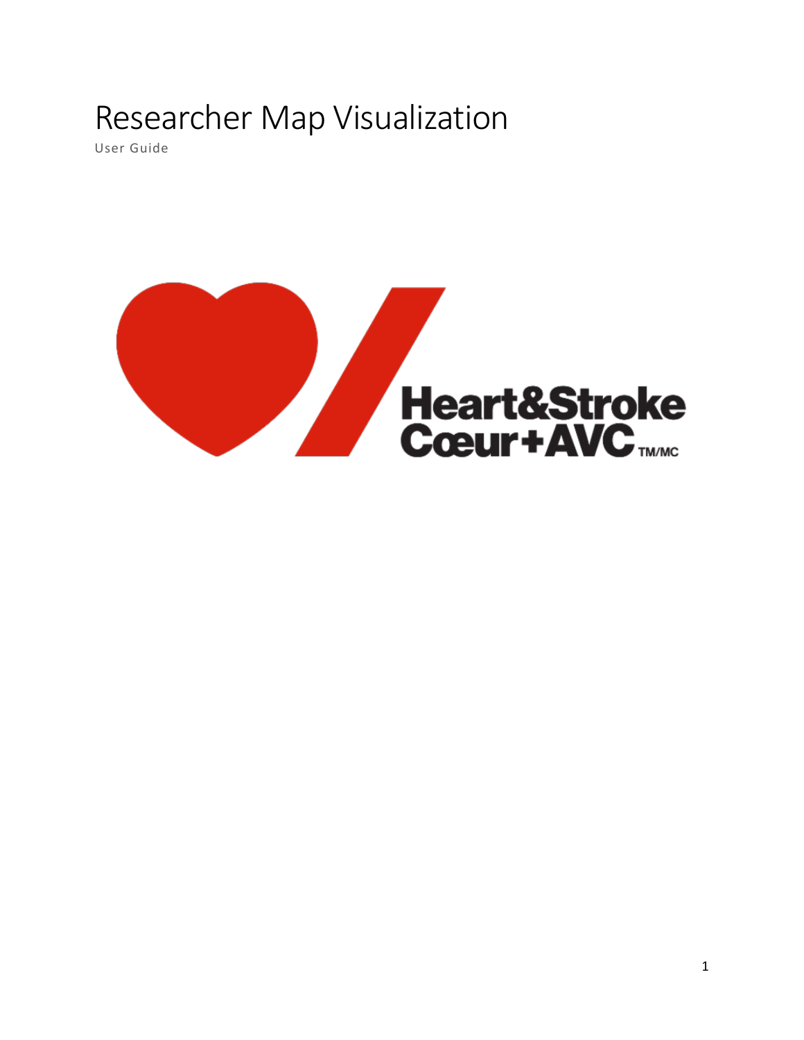# Researcher Map Visualization

User Guide

Heart&Stroke
Cœur+AVC TM/MC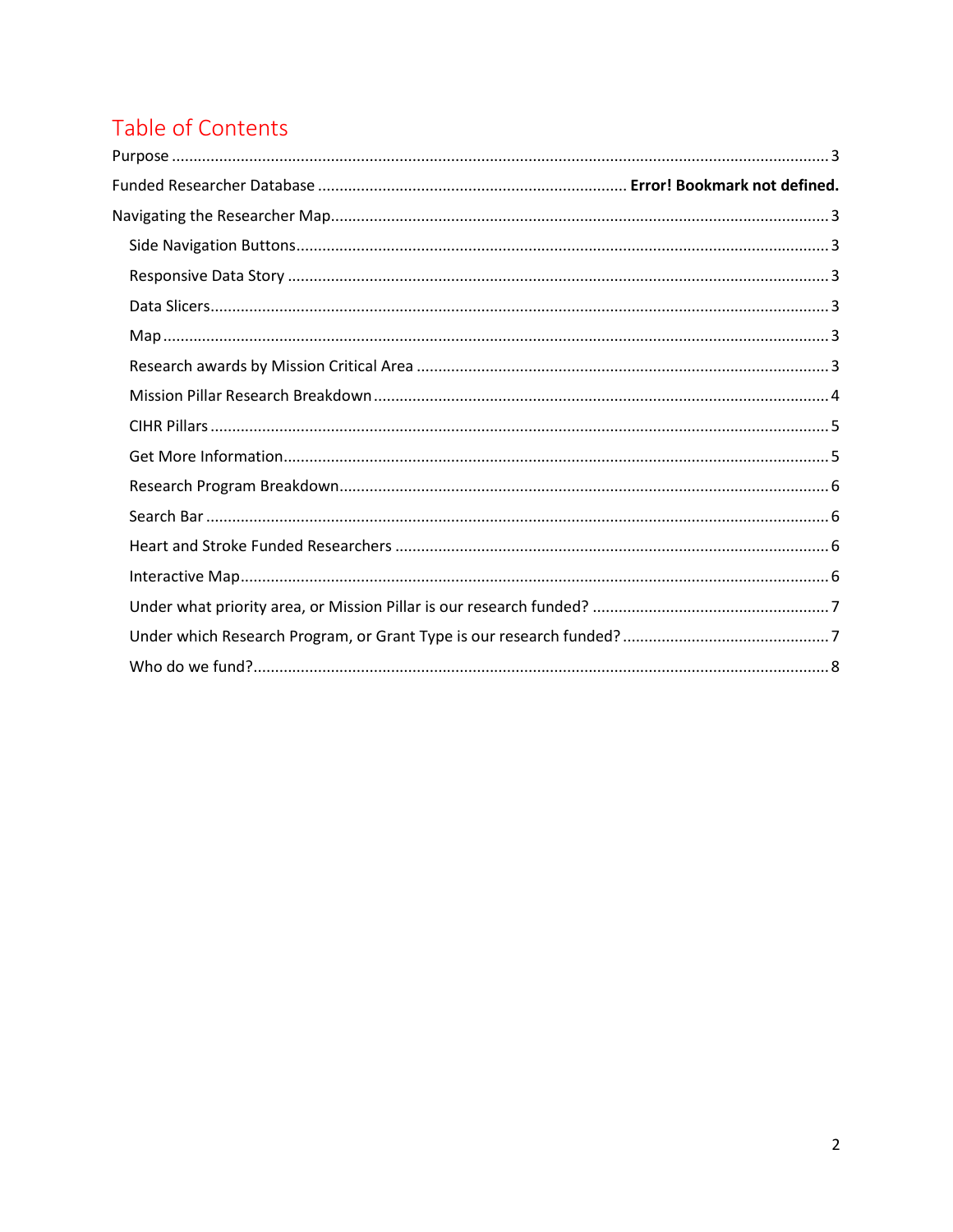# Table of Contents

Purpose ..................................................................................................................................................... 3

Funded Researcher Database ....................................................................... **Error! Bookmark not defined.**

Navigating the Researcher Map.................................................................................................................. 3

- Side Navigation Buttons......................................................................................................................... 3
- Responsive Data Story ........................................................................................................................... 3
- Data Slicers............................................................................................................................................. 3
- Map ........................................................................................................................................................ 3
- Research awards by Mission Critical Area .............................................................................................. 3
- Mission Pillar Research Breakdown ........................................................................................................ 4
- CIHR Pillars ............................................................................................................................................. 5
- Get More Information............................................................................................................................. 5
- Research Program Breakdown................................................................................................................ 6
- Search Bar .............................................................................................................................................. 6
- Heart and Stroke Funded Researchers .................................................................................................... 6
- Interactive Map....................................................................................................................................... 6
- Under what priority area, or Mission Pillar is our research funded? ...................................................... 7
- Under which Research Program, or Grant Type is our research funded? ............................................... 7
- Who do we fund?.................................................................................................................................... 8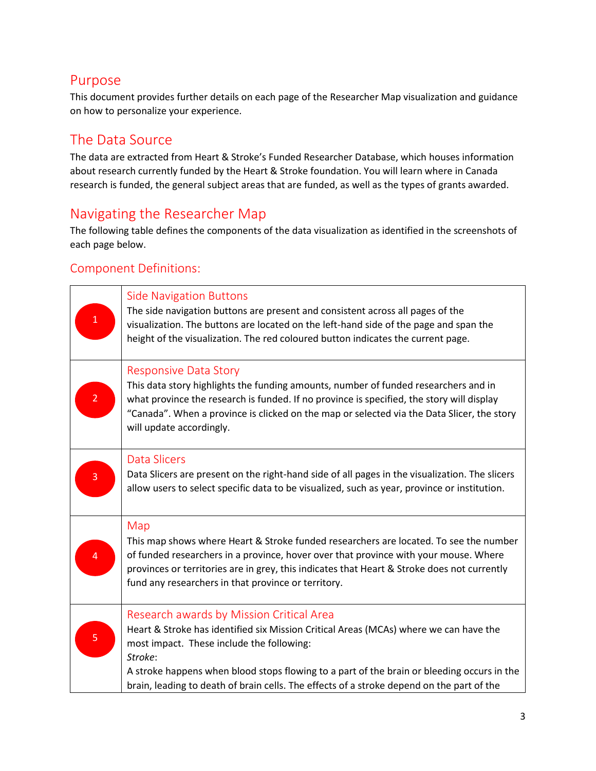## Purpose

This document provides further details on each page of the Researcher Map visualization and guidance on how to personalize your experience.

## The Data Source

The data are extracted from Heart & Stroke's Funded Researcher Database, which houses information about research currently funded by the Heart & Stroke foundation. You will learn where in Canada research is funded, the general subject areas that are funded, as well as the types of grants awarded.

## Navigating the Researcher Map

The following table defines the components of the data visualization as identified in the screenshots of each page below.

### Component Definitions:

| | |
|---|---|
| 1 | **Side Navigation Buttons**<br>The side navigation buttons are present and consistent across all pages of the visualization. The buttons are located on the left-hand side of the page and span the height of the visualization. The red coloured button indicates the current page. |
| 2 | **Responsive Data Story**<br>This data story highlights the funding amounts, number of funded researchers and in what province the research is funded. If no province is specified, the story will display "Canada". When a province is clicked on the map or selected via the Data Slicer, the story will update accordingly. |
| 3 | **Data Slicers**<br>Data Slicers are present on the right-hand side of all pages in the visualization. The slicers allow users to select specific data to be visualized, such as year, province or institution. |
| 4 | **Map**<br>This map shows where Heart & Stroke funded researchers are located. To see the number of funded researchers in a province, hover over that province with your mouse. Where provinces or territories are in grey, this indicates that Heart & Stroke does not currently fund any researchers in that province or territory. |
| 5 | **Research awards by Mission Critical Area**<br>Heart & Stroke has identified six Mission Critical Areas (MCAs) where we can have the most impact. These include the following:<br>*Stroke*:<br>A stroke happens when blood stops flowing to a part of the brain or bleeding occurs in the brain, leading to death of brain cells. The effects of a stroke depend on the part of the |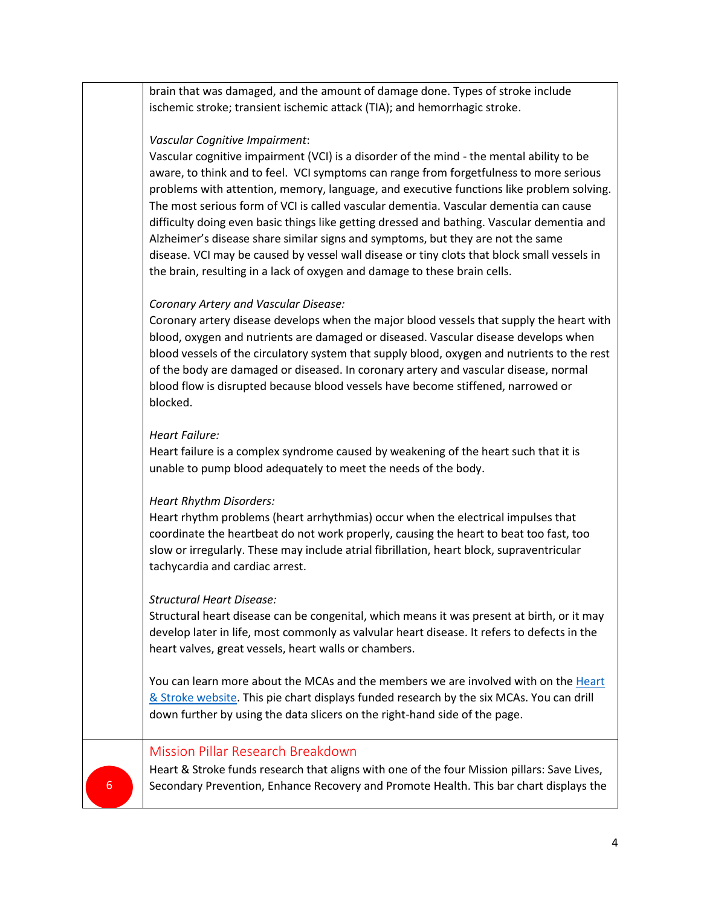brain that was damaged, and the amount of damage done. Types of stroke include ischemic stroke; transient ischemic attack (TIA); and hemorrhagic stroke.

*Vascular Cognitive Impairment*:
Vascular cognitive impairment (VCI) is a disorder of the mind - the mental ability to be aware, to think and to feel. VCI symptoms can range from forgetfulness to more serious problems with attention, memory, language, and executive functions like problem solving. The most serious form of VCI is called vascular dementia. Vascular dementia can cause difficulty doing even basic things like getting dressed and bathing. Vascular dementia and Alzheimer's disease share similar signs and symptoms, but they are not the same disease. VCI may be caused by vessel wall disease or tiny clots that block small vessels in the brain, resulting in a lack of oxygen and damage to these brain cells.

*Coronary Artery and Vascular Disease:*
Coronary artery disease develops when the major blood vessels that supply the heart with blood, oxygen and nutrients are damaged or diseased. Vascular disease develops when blood vessels of the circulatory system that supply blood, oxygen and nutrients to the rest of the body are damaged or diseased. In coronary artery and vascular disease, normal blood flow is disrupted because blood vessels have become stiffened, narrowed or blocked.

*Heart Failure:*
Heart failure is a complex syndrome caused by weakening of the heart such that it is unable to pump blood adequately to meet the needs of the body.

*Heart Rhythm Disorders:*
Heart rhythm problems (heart arrhythmias) occur when the electrical impulses that coordinate the heartbeat do not work properly, causing the heart to beat too fast, too slow or irregularly. These may include atrial fibrillation, heart block, supraventricular tachycardia and cardiac arrest.

*Structural Heart Disease:*
Structural heart disease can be congenital, which means it was present at birth, or it may develop later in life, most commonly as valvular heart disease. It refers to defects in the heart valves, great vessels, heart walls or chambers.

You can learn more about the MCAs and the members we are involved with on the Heart & Stroke website. This pie chart displays funded research by the six MCAs. You can drill down further by using the data slicers on the right-hand side of the page.

6

## Mission Pillar Research Breakdown

Heart & Stroke funds research that aligns with one of the four Mission pillars: Save Lives, Secondary Prevention, Enhance Recovery and Promote Health. This bar chart displays the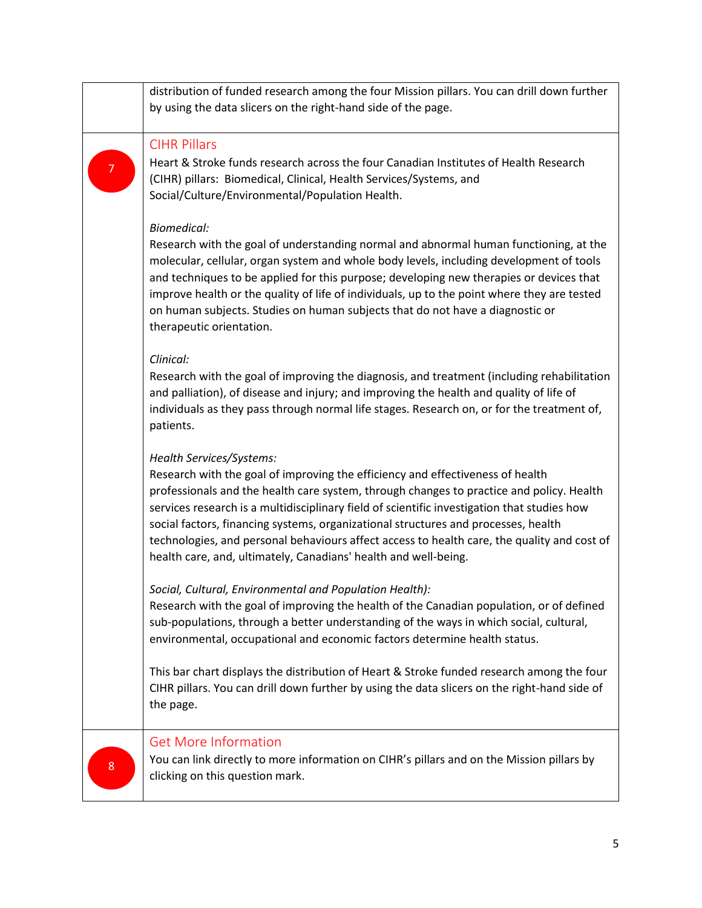| | |
|---|---|
| | distribution of funded research among the four Mission pillars. You can drill down further by using the data slicers on the right-hand side of the page. |
| 7 | CIHR Pillars<br>Heart & Stroke funds research across the four Canadian Institutes of Health Research (CIHR) pillars: Biomedical, Clinical, Health Services/Systems, and Social/Culture/Environmental/Population Health.<br><br>*Biomedical:*<br>Research with the goal of understanding normal and abnormal human functioning, at the molecular, cellular, organ system and whole body levels, including development of tools and techniques to be applied for this purpose; developing new therapies or devices that improve health or the quality of life of individuals, up to the point where they are tested on human subjects. Studies on human subjects that do not have a diagnostic or therapeutic orientation.<br><br>*Clinical:*<br>Research with the goal of improving the diagnosis, and treatment (including rehabilitation and palliation), of disease and injury; and improving the health and quality of life of individuals as they pass through normal life stages. Research on, or for the treatment of, patients.<br><br>*Health Services/Systems:*<br>Research with the goal of improving the efficiency and effectiveness of health professionals and the health care system, through changes to practice and policy. Health services research is a multidisciplinary field of scientific investigation that studies how social factors, financing systems, organizational structures and processes, health technologies, and personal behaviours affect access to health care, the quality and cost of health care, and, ultimately, Canadians' health and well-being.<br><br>*Social, Cultural, Environmental and Population Health):*<br>Research with the goal of improving the health of the Canadian population, or of defined sub-populations, through a better understanding of the ways in which social, cultural, environmental, occupational and economic factors determine health status.<br><br>This bar chart displays the distribution of Heart & Stroke funded research among the four CIHR pillars. You can drill down further by using the data slicers on the right-hand side of the page. |
| 8 | Get More Information<br>You can link directly to more information on CIHR's pillars and on the Mission pillars by clicking on this question mark. |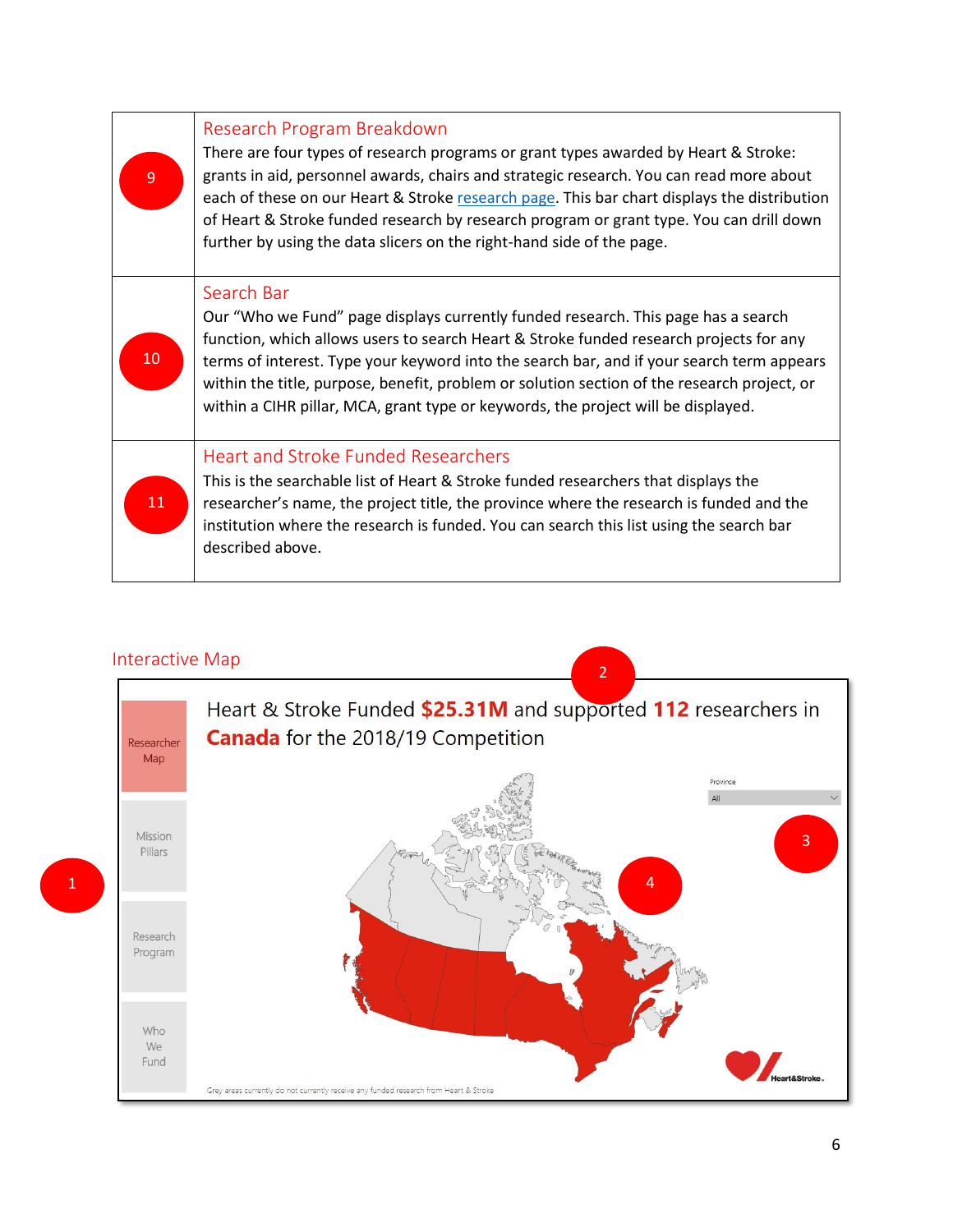| | |
|---|---|
| 9 | **Research Program Breakdown**<br>There are four types of research programs or grant types awarded by Heart & Stroke: grants in aid, personnel awards, chairs and strategic research. You can read more about each of these on our Heart & Stroke research page. This bar chart displays the distribution of Heart & Stroke funded research by research program or grant type. You can drill down further by using the data slicers on the right-hand side of the page. |
| 10 | **Search Bar**<br>Our "Who we Fund" page displays currently funded research. This page has a search function, which allows users to search Heart & Stroke funded research projects for any terms of interest. Type your keyword into the search bar, and if your search term appears within the title, purpose, benefit, problem or solution section of the research project, or within a CIHR pillar, MCA, grant type or keywords, the project will be displayed. |
| 11 | **Heart and Stroke Funded Researchers**<br>This is the searchable list of Heart & Stroke funded researchers that displays the researcher's name, the project title, the province where the research is funded and the institution where the research is funded. You can search this list using the search bar described above. |

## Interactive Map

Researcher Map

Mission Pillars

Research Program

Who We Fund

Heart & Stroke Funded **$25.31M** and supported **112** researchers in **Canada** for the 2018/19 Competition

Province

All

Grey areas currently do not currently receive any funded research from Heart & Stroke

1 2 3 4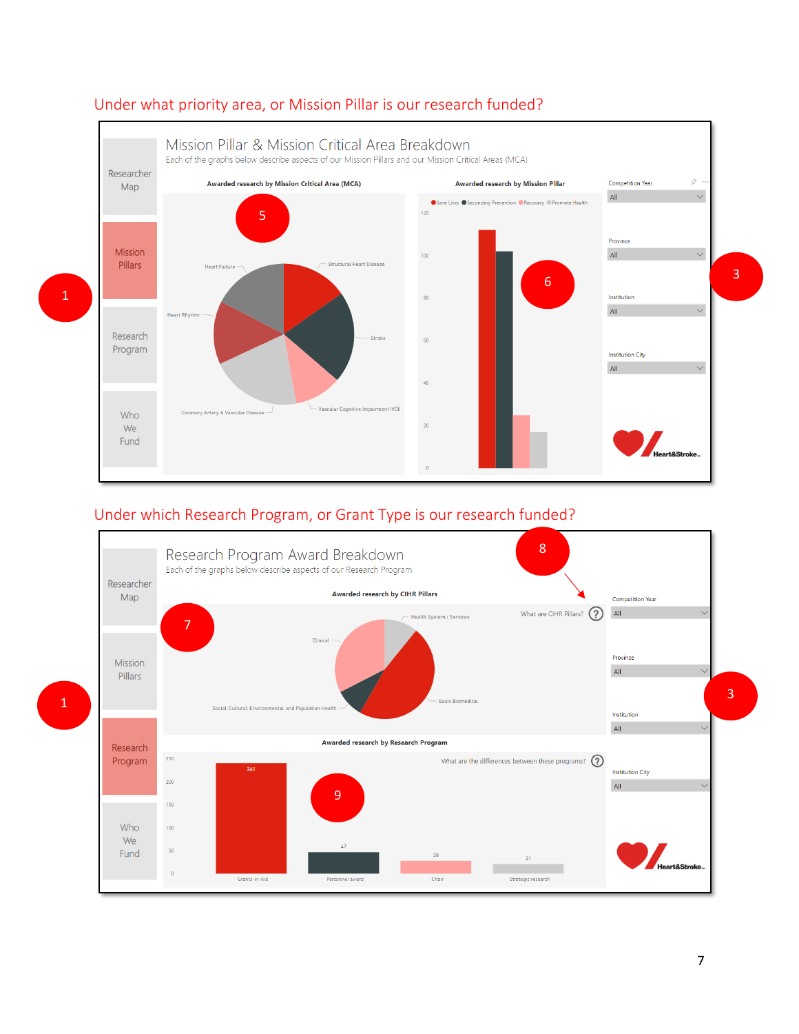Under what priority area, or Mission Pillar is our research funded?

Researcher Map

Mission Pillars

Research Program

Who We Fund

Mission Pillar & Mission Critical Area Breakdown

Each of the graphs below describe aspects of our Mission Pillars and our Mission Critical Areas (MCA)

Awarded research by Mission Critical Area (MCA)

Heart Failure, Structural Heart Disease, Heart Rhythm, Stroke, Coronary Artery & Vascular Disease, Vascular Cognitive Impairment (VCI)

Awarded research by Mission Pillar

Save Lives, Secondary Prevention, Recovery, Promote Health

Competition Year: All

Province: All

Institution: All

Institution City: All

1 3 5 6

Under which Research Program, or Grant Type is our research funded?

Researcher Map

Mission Pillars

Research Program

Who We Fund

Research Program Award Breakdown

Each of the graphs below describe aspects of our Research Program

Awarded research by CIHR Pillars

What are CIHR Pillars?

Health System / Services, Clinical, Basic Biomedical, Social, Cultural, Environmental, and Population Health

Awarded research by Research Program

What are the differences between these programs?

| Program | Awards |
|---|---|
| Grants-in-Aid | 261 |
| Personnel award | 47 |
| Chair | 28 |
| Strategic research | 21 |

Competition Year: All

Province: All

Institution: All

Institution City: All

1 3 7 8 9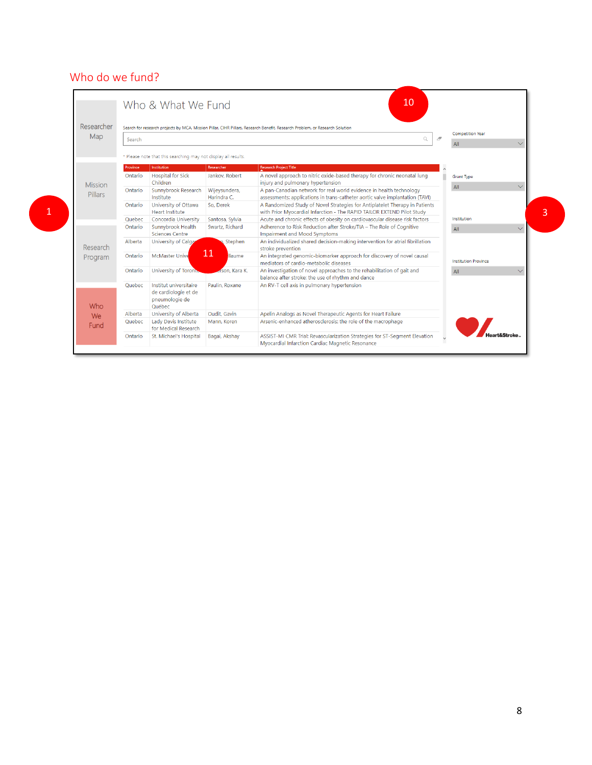## Who do we fund?

Researcher Map

Mission Pillars

Research Program

Who We Fund

# Who & What We Fund

Search for research projects by MCA, Mission Pillar, CIHR Pillars, Research Benefit, Research Problem, or Research Solution

Search

\* Please note that this searching may not display all results.

| Province | Institution | Researcher | Research Project Title |
|---|---|---|---|
| Ontario | Hospital for Sick Children | Jankov, Robert | A novel approach to nitric oxide-based therapy for chronic neonatal lung injury and pulmonary hypertension |
| Ontario | Sunnybrook Research Institute | Wijeysundera, Harindra C. | A pan-Canadian network for real world evidence in health technology assessments: applications in trans-catheter aortic valve implantation (TAVI) |
| Ontario | University of Ottawa Heart Institute | So, Derek | A Randomized Study of Novel Strategies for Antiplatelet Therapy in Patients with Prior Myocardial Infarction - The RAPID TAILOR EXTEND Pilot Study |
| Quebec | Concordia University | Santosa, Sylvia | Acute and chronic effects of obesity on cardiovascular disease risk factors |
| Ontario | Sunnybrook Health Sciences Centre | Swartz, Richard | Adherence to Risk Reduction after Stroke/TIA – The Role of Cognitive Impairment and Mood Symptoms |
| Alberta | University of Calga... | ..., Stephen | An individualized shared decision-making intervention for atrial fibrillation stroke prevention |
| Ontario | McMaster Unive... | ...llaume | An integrated genomic-biomarker approach for discovery of novel causal mediators of cardio-metabolic diseases |
| Ontario | University of Toront... | ...rson, Kara K. | An investigation of novel approaches to the rehabilitation of gait and balance after stroke: the use of rhythm and dance |
| Quebec | Institut universitaire de cardiologie et de pneumologie de Québec | Paulin, Roxane | An RV-T cell axis in pulmonary hypertension |
| Alberta | University of Alberta | Oudit, Gavin | Apelin Analogs as Novel Therapeutic Agents for Heart Failure |
| Quebec | Lady Davis Institute for Medical Research | Mann, Koren | Arsenic-enhanced atherosclerosis: the role of the macrophage |
| Ontario | St. Michael's Hospital | Bagai, Akshay | ASSIST-MI CMR Trial: Revascularization Strategies for ST-Segment Elevation Myocardial Infarction Cardiac Magnetic Resonance |

Competition Year: All

Grant Type: All

Institution: All

Institution Province: All

Heart&Stroke

1

3

10

11